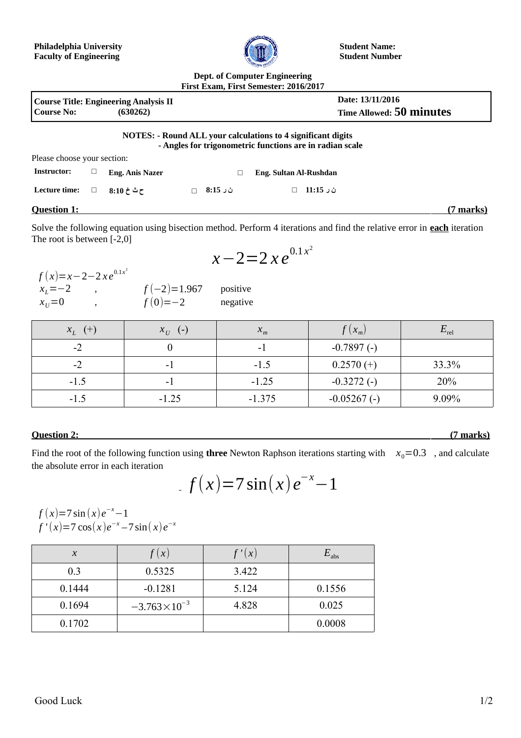**Philadelphia University**
**Faculty of Engineering**

**Student Name:**
**Student Number**

**Dept. of Computer Engineering**
**First Exam, First Semester: 2016/2017**

| **Course Title: Engineering Analysis II** | **Date: 13/11/2016** |
|---|---|
| **Course No: (630262)** | **Time Allowed: 50 minutes** |

**NOTES: - Round ALL your calculations to 4 significant digits**
**- Angles for trigonometric functions are in radian scale**

Please choose your section:

**Instructor:** □ **Eng. Anis Nazer** □ **Eng. Sultan Al-Rushdan**

**Lecture time:** □ **ح ث خ 8:10** □ **ن ر 8:15** □ **ن ر 11:15**

## Question 1: (7 marks)

Solve the following equation using bisection method. Perform 4 iterations and find the relative error in **each** iteration
The root is between [-2,0]

$$x-2=2xe^{0.1x^2}$$

$f(x)=x-2-2xe^{0.1x^2}$

$x_L=-2$ , $f(-2)=1.967$ positive

$x_U=0$ , $f(0)=-2$ negative

| $x_L$ (+) | $x_U$ (-) | $x_m$ | $f(x_m)$ | $E_{rel}$ |
|---|---|---|---|---|
| -2 | 0 | -1 | -0.7897 (-) | |
| -2 | -1 | -1.5 | 0.2570 (+) | 33.3% |
| -1.5 | -1 | -1.25 | -0.3272 (-) | 20% |
| -1.5 | -1.25 | -1.375 | -0.05267 (-) | 9.09% |

## Question 2: (7 marks)

Find the root of the following function using **three** Newton Raphson iterations starting with $x_0=0.3$ , and calculate the absolute error in each iteration

$$f(x)=7\sin(x)e^{-x}-1$$

$f(x)=7\sin(x)e^{-x}-1$

$f'(x)=7\cos(x)e^{-x}-7\sin(x)e^{-x}$

| $x$ | $f(x)$ | $f'(x)$ | $E_{abs}$ |
|---|---|---|---|
| 0.3 | 0.5325 | 3.422 | |
| 0.1444 | -0.1281 | 5.124 | 0.1556 |
| 0.1694 | $-3.763\times10^{-3}$ | 4.828 | 0.025 |
| 0.1702 | | | 0.0008 |

Good Luck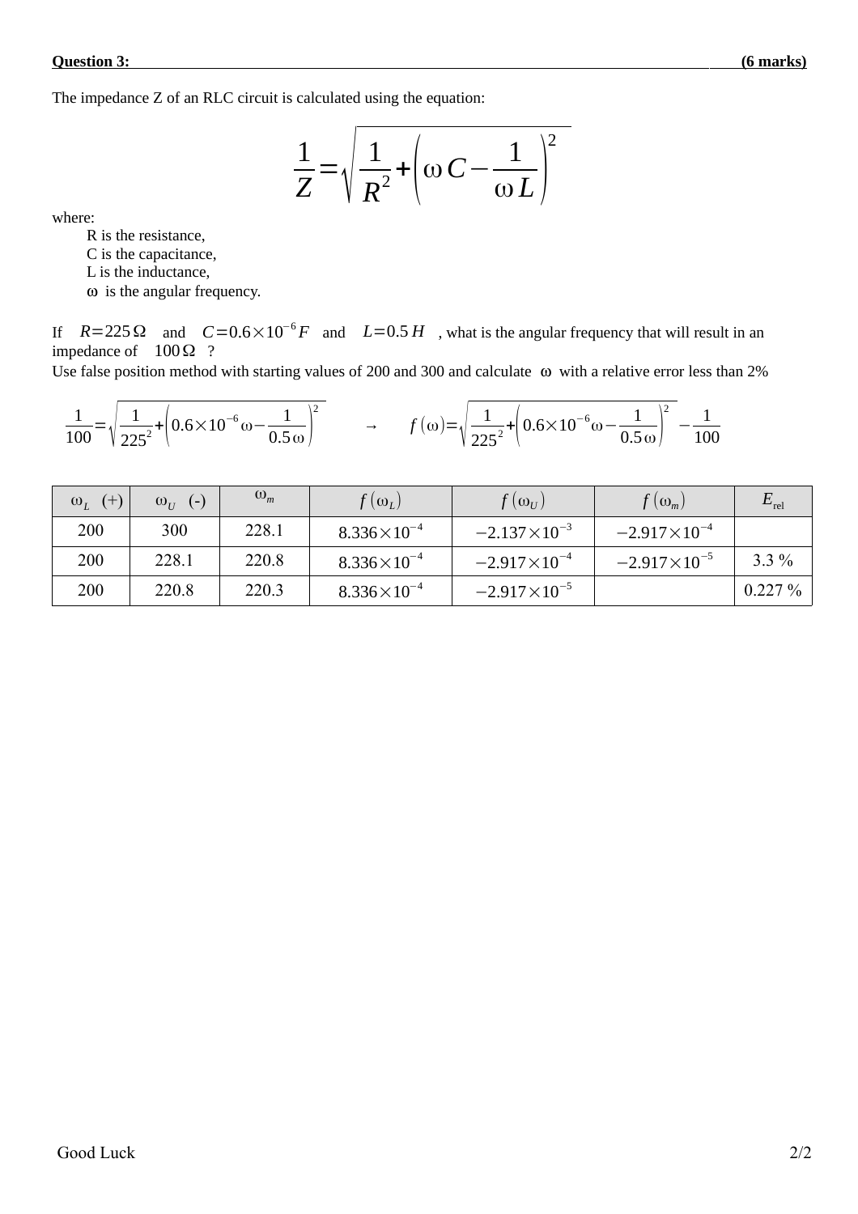**Question 3:** **(6 marks)**

The impedance Z of an RLC circuit is calculated using the equation:

$$\frac{1}{Z}=\sqrt{\frac{1}{R^2}+\left(\omega C-\frac{1}{\omega L}\right)^2}$$

where:

- R is the resistance,
- C is the capacitance,
- L is the inductance,
- $\omega$ is the angular frequency.

If $R=225\,\Omega$ and $C=0.6\times10^{-6}F$ and $L=0.5\,H$, what is the angular frequency that will result in an impedance of $100\,\Omega$ ?

Use false position method with starting values of 200 and 300 and calculate $\omega$ with a relative error less than 2%

$$\frac{1}{100}=\sqrt{\frac{1}{225^2}+\left(0.6\times10^{-6}\omega-\frac{1}{0.5\omega}\right)^2} \quad \rightarrow \quad f(\omega)=\sqrt{\frac{1}{225^2}+\left(0.6\times10^{-6}\omega-\frac{1}{0.5\omega}\right)^2}-\frac{1}{100}$$

| $\omega_L$ (+) | $\omega_U$ (-) | $\omega_m$ | $f(\omega_L)$ | $f(\omega_U)$ | $f(\omega_m)$ | $E_{\text{rel}}$ |
|---|---|---|---|---|---|---|
| 200 | 300 | 228.1 | $8.336\times10^{-4}$ | $-2.137\times10^{-3}$ | $-2.917\times10^{-4}$ | |
| 200 | 228.1 | 220.8 | $8.336\times10^{-4}$ | $-2.917\times10^{-4}$ | $-2.917\times10^{-5}$ | 3.3 % |
| 200 | 220.8 | 220.3 | $8.336\times10^{-4}$ | $-2.917\times10^{-5}$ | | 0.227 % |

Good Luck